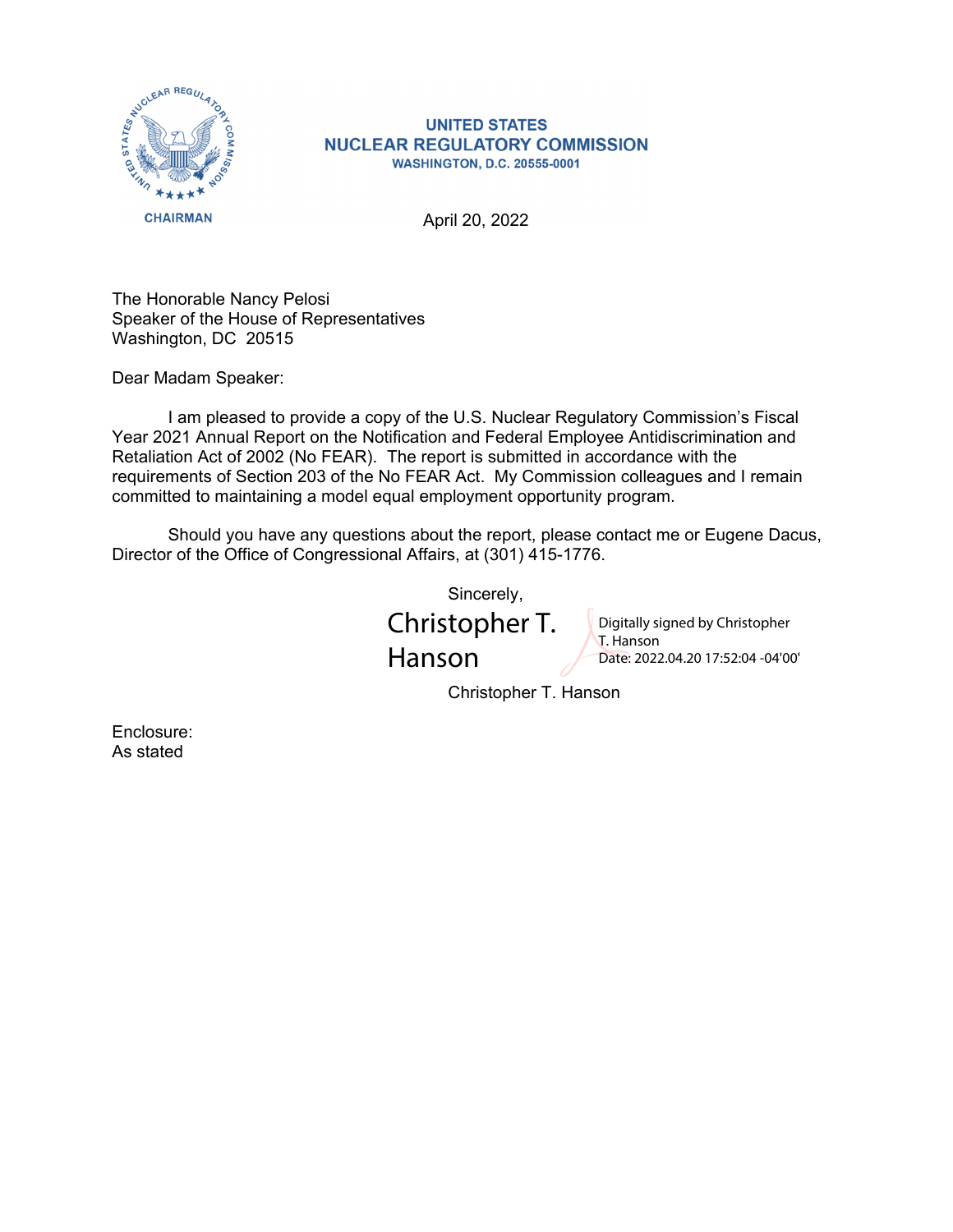**UNITED STATES**
**NUCLEAR REGULATORY COMMISSION**
**WASHINGTON, D.C. 20555-0001**

**CHAIRMAN**

April 20, 2022

The Honorable Nancy Pelosi
Speaker of the House of Representatives
Washington, DC 20515

Dear Madam Speaker:

I am pleased to provide a copy of the U.S. Nuclear Regulatory Commission's Fiscal Year 2021 Annual Report on the Notification and Federal Employee Antidiscrimination and Retaliation Act of 2002 (No FEAR). The report is submitted in accordance with the requirements of Section 203 of the No FEAR Act. My Commission colleagues and I remain committed to maintaining a model equal employment opportunity program.

Should you have any questions about the report, please contact me or Eugene Dacus, Director of the Office of Congressional Affairs, at (301) 415-1776.

Sincerely,

Christopher T. Hanson

Digitally signed by Christopher T. Hanson
Date: 2022.04.20 17:52:04 -04'00'

Christopher T. Hanson

Enclosure:
As stated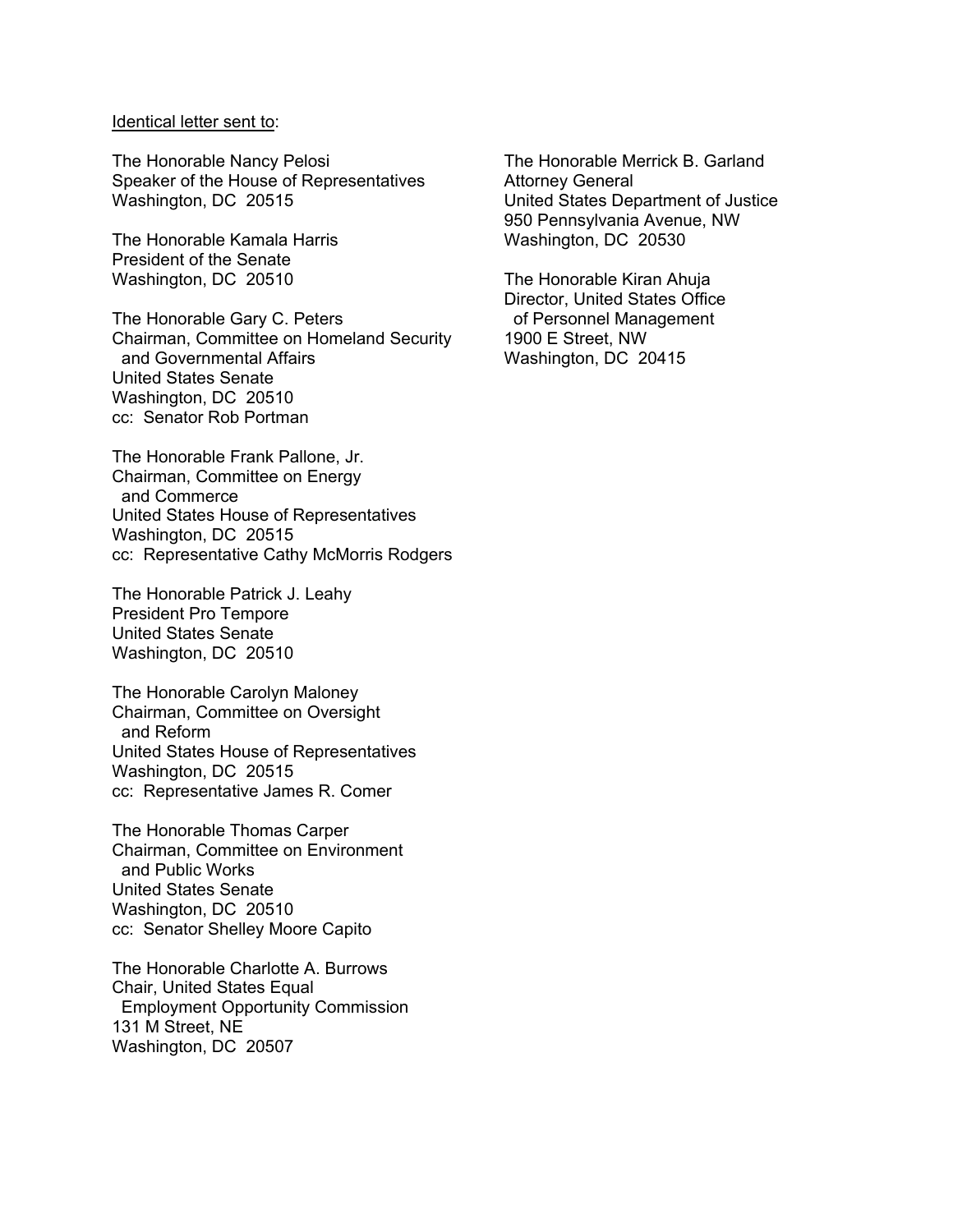Identical letter sent to:

The Honorable Nancy Pelosi
Speaker of the House of Representatives
Washington, DC 20515

The Honorable Kamala Harris
President of the Senate
Washington, DC 20510

The Honorable Gary C. Peters
Chairman, Committee on Homeland Security
and Governmental Affairs
United States Senate
Washington, DC 20510
cc: Senator Rob Portman

The Honorable Frank Pallone, Jr.
Chairman, Committee on Energy
and Commerce
United States House of Representatives
Washington, DC 20515
cc: Representative Cathy McMorris Rodgers

The Honorable Patrick J. Leahy
President Pro Tempore
United States Senate
Washington, DC 20510

The Honorable Carolyn Maloney
Chairman, Committee on Oversight
and Reform
United States House of Representatives
Washington, DC 20515
cc: Representative James R. Comer

The Honorable Thomas Carper
Chairman, Committee on Environment
and Public Works
United States Senate
Washington, DC 20510
cc: Senator Shelley Moore Capito

The Honorable Charlotte A. Burrows
Chair, United States Equal
Employment Opportunity Commission
131 M Street, NE
Washington, DC 20507

The Honorable Merrick B. Garland
Attorney General
United States Department of Justice
950 Pennsylvania Avenue, NW
Washington, DC 20530

The Honorable Kiran Ahuja
Director, United States Office
of Personnel Management
1900 E Street, NW
Washington, DC 20415